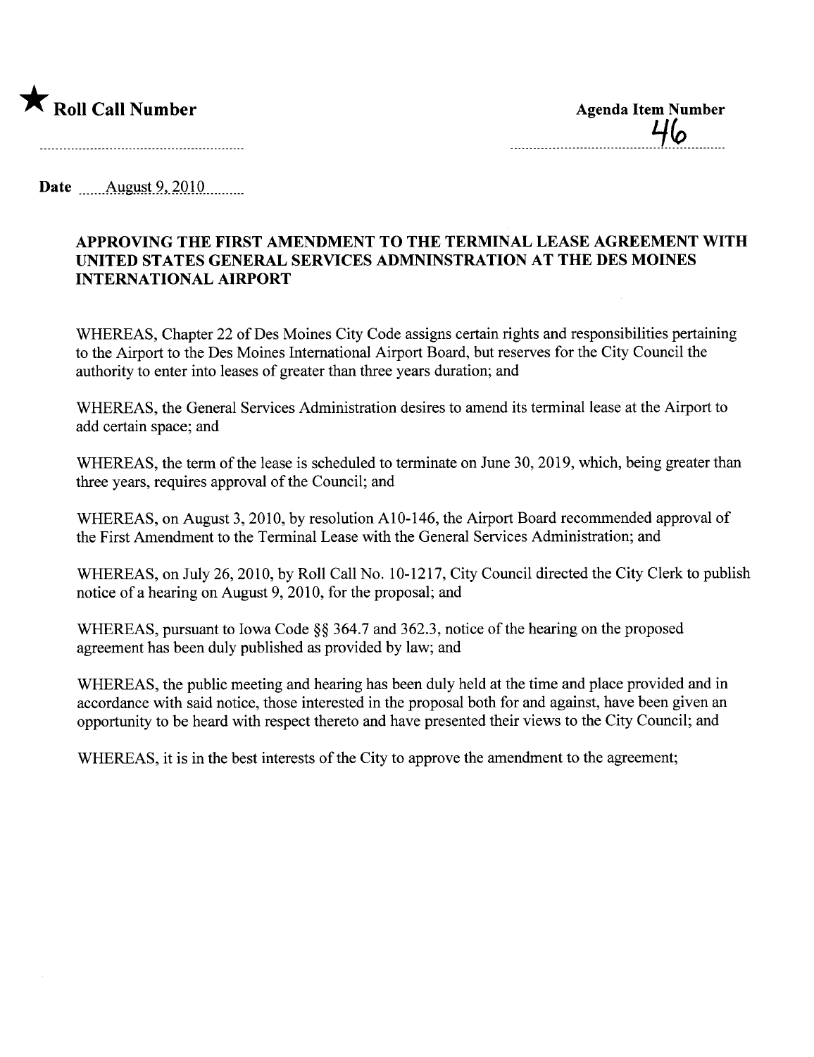★ Roll Call Number

Agenda Item Number

46

Date August 9, 2010

**APPROVING THE FIRST AMENDMENT TO THE TERMINAL LEASE AGREEMENT WITH UNITED STATES GENERAL SERVICES ADMNINSTRATION AT THE DES MOINES INTERNATIONAL AIRPORT**

WHEREAS, Chapter 22 of Des Moines City Code assigns certain rights and responsibilities pertaining to the Airport to the Des Moines International Airport Board, but reserves for the City Council the authority to enter into leases of greater than three years duration; and

WHEREAS, the General Services Administration desires to amend its terminal lease at the Airport to add certain space; and

WHEREAS, the term of the lease is scheduled to terminate on June 30, 2019, which, being greater than three years, requires approval of the Council; and

WHEREAS, on August 3, 2010, by resolution A10-146, the Airport Board recommended approval of the First Amendment to the Terminal Lease with the General Services Administration; and

WHEREAS, on July 26, 2010, by Roll Call No. 10-1217, City Council directed the City Clerk to publish notice of a hearing on August 9, 2010, for the proposal; and

WHEREAS, pursuant to Iowa Code §§ 364.7 and 362.3, notice of the hearing on the proposed agreement has been duly published as provided by law; and

WHEREAS, the public meeting and hearing has been duly held at the time and place provided and in accordance with said notice, those interested in the proposal both for and against, have been given an opportunity to be heard with respect thereto and have presented their views to the City Council; and

WHEREAS, it is in the best interests of the City to approve the amendment to the agreement;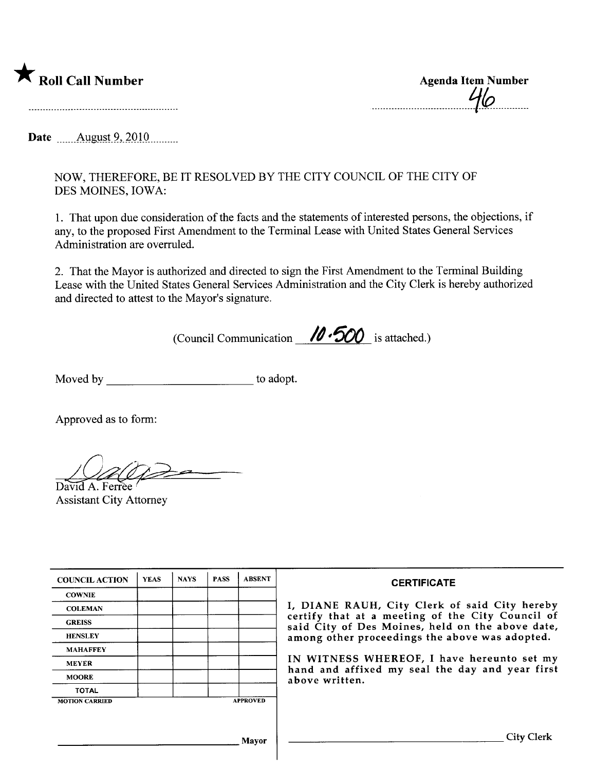★ **Roll Call Number**

**Agenda Item Number**

46

**Date** August 9, 2010

NOW, THEREFORE, BE IT RESOLVED BY THE CITY COUNCIL OF THE CITY OF DES MOINES, IOWA:

1. That upon due consideration of the facts and the statements of interested persons, the objections, if any, to the proposed First Amendment to the Terminal Lease with United States General Services Administration are overruled.

2. That the Mayor is authorized and directed to sign the First Amendment to the Terminal Building Lease with the United States General Services Administration and the City Clerk is hereby authorized and directed to attest to the Mayor's signature.

(Council Communication **10-500** is attached.)

Moved by ________________________ to adopt.

Approved as to form:

David A. Ferree
Assistant City Attorney

| COUNCIL ACTION | YEAS | NAYS | PASS | ABSENT |
|---|---|---|---|---|
| COWNIE | | | | |
| COLEMAN | | | | |
| GREISS | | | | |
| HENSLEY | | | | |
| MAHAFFEY | | | | |
| MEYER | | | | |
| MOORE | | | | |
| TOTAL | | | | |

MOTION CARRIED APPROVED

________________________ Mayor

**CERTIFICATE**

I, DIANE RAUH, City Clerk of said City hereby certify that at a meeting of the City Council of said City of Des Moines, held on the above date, among other proceedings the above was adopted.

IN WITNESS WHEREOF, I have hereunto set my hand and affixed my seal the day and year first above written.

________________________ City Clerk